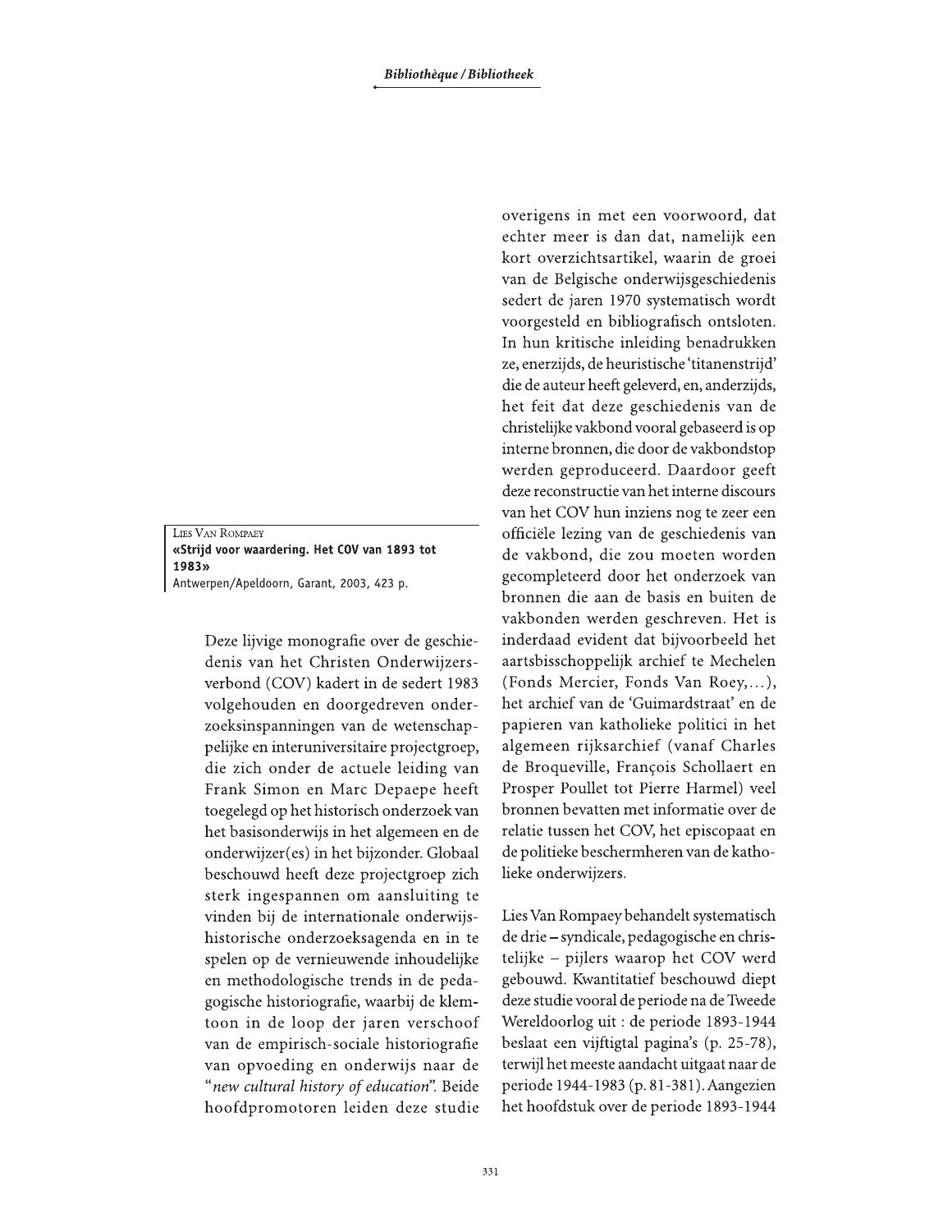LIES VAN ROMPAEY
**«Strijd voor waardering. Het COV van 1893 tot 1983»**
Antwerpen/Apeldoorn, Garant, 2003, 423 p.

Deze lijvige monografie over de geschiedenis van het Christen Onderwijzersverbond (COV) kadert in de sedert 1983 volgehouden en doorgedreven onderzoeksinspanningen van de wetenschappelijke en interuniversitaire projectgroep, die zich onder de actuele leiding van Frank Simon en Marc Depaepe heeft toegelegd op het historisch onderzoek van het basisonderwijs in het algemeen en de onderwijzer(es) in het bijzonder. Globaal beschouwd heeft deze projectgroep zich sterk ingespannen om aansluiting te vinden bij de internationale onderwijshistorische onderzoeksagenda en in te spelen op de vernieuwende inhoudelijke en methodologische trends in de pedagogische historiografie, waarbij de klemtoon in de loop der jaren verschoof van de empirisch-sociale historiografie van opvoeding en onderwijs naar de "*new cultural history of education*". Beide hoofdpromotoren leiden deze studie overigens in met een voorwoord, dat echter meer is dan dat, namelijk een kort overzichtsartikel, waarin de groei van de Belgische onderwijsgeschiedenis sedert de jaren 1970 systematisch wordt voorgesteld en bibliografisch ontsloten. In hun kritische inleiding benadrukken ze, enerzijds, de heuristische 'titanenstrijd' die de auteur heeft geleverd, en, anderzijds, het feit dat deze geschiedenis van de christelijke vakbond vooral gebaseerd is op interne bronnen, die door de vakbondstop werden geproduceerd. Daardoor geeft deze reconstructie van het interne discours van het COV hun inziens nog te zeer een officiële lezing van de geschiedenis van de vakbond, die zou moeten worden gecompleteerd door het onderzoek van bronnen die aan de basis en buiten de vakbonden werden geschreven. Het is inderdaad evident dat bijvoorbeeld het aartsbisschoppelijk archief te Mechelen (Fonds Mercier, Fonds Van Roey,...), het archief van de 'Guimardstraat' en de papieren van katholieke politici in het algemeen rijksarchief (vanaf Charles de Broqueville, François Schollaert en Prosper Poullet tot Pierre Harmel) veel bronnen bevatten met informatie over de relatie tussen het COV, het episcopaat en de politieke beschermheren van de katholieke onderwijzers.

Lies Van Rompaey behandelt systematisch de drie – syndicale, pedagogische en christelijke – pijlers waarop het COV werd gebouwd. Kwantitatief beschouwd diept deze studie vooral de periode na de Tweede Wereldoorlog uit : de periode 1893-1944 beslaat een vijftigtal pagina's (p. 25-78), terwijl het meeste aandacht uitgaat naar de periode 1944-1983 (p. 81-381). Aangezien het hoofdstuk over de periode 1893-1944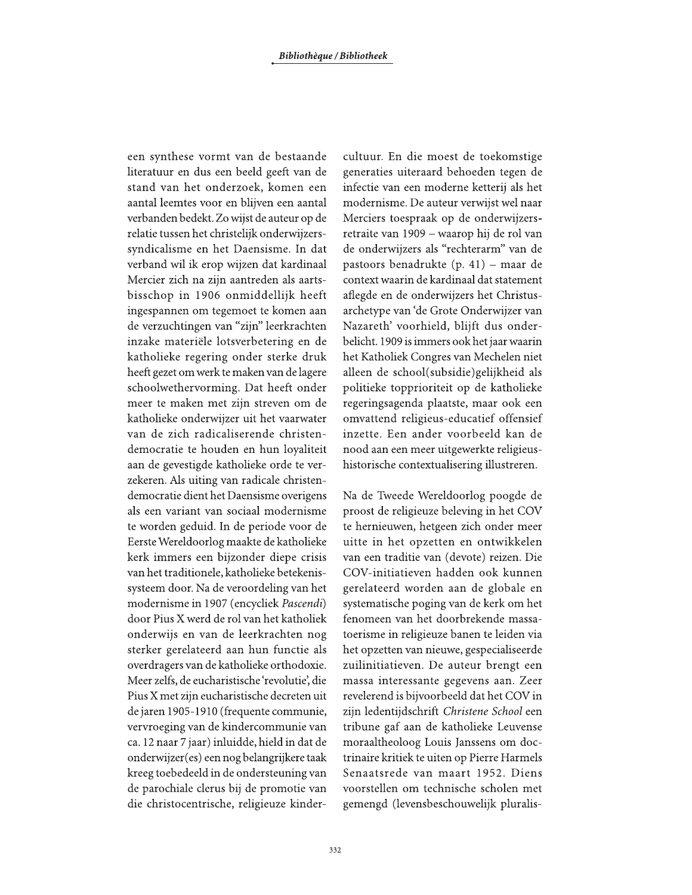een synthese vormt van de bestaande literatuur en dus een beeld geeft van de stand van het onderzoek, komen een aantal leemtes voor en blijven een aantal verbanden bedekt. Zo wijst de auteur op de relatie tussen het christelijk onderwijzers­syndicalisme en het Daensisme. In dat verband wil ik erop wijzen dat kardinaal Mercier zich na zijn aantreden als aarts­bisschop in 1906 onmiddellijk heeft ingespannen om tegemoet te komen aan de verzuchtingen van "zijn" leerkrachten inzake materiële lotsverbetering en de katholieke regering onder sterke druk heeft gezet om werk te maken van de lagere schoolwethervorming. Dat heeft onder meer te maken met zijn streven om de katholieke onderwijzer uit het vaarwater van de zich radicaliserende christen­democratie te houden en hun loyaliteit aan de gevestigde katholieke orde te ver­zekeren. Als uiting van radicale christen­democratie dient het Daensisme overigens als een variant van sociaal modernisme te worden geduid. In de periode voor de Eerste Wereldoorlog maakte de katholieke kerk immers een bijzonder diepe crisis van het traditionele, katholieke betekenis­systeem door. Na de veroordeling van het modernisme in 1907 (encycliek *Pascendi*) door Pius X werd de rol van het katholiek onderwijs en van de leerkrachten nog sterker gerelateerd aan hun functie als overdragers van de katholieke orthodoxie. Meer zelfs, de eucharistische 'revolutie', die Pius X met zijn eucharistische decreten uit de jaren 1905-1910 (frequente communie, vervroeging van de kindercommunie van ca. 12 naar 7 jaar) inluidde, hield in dat de onderwijzer(es) een nog belangrijkere taak kreeg toebedeeld in de ondersteuning van de parochiale clerus bij de promotie van die christocentrische, religieuze kinder­cultuur. En die moest de toekomstige generaties uiteraard behoeden tegen de infectie van een moderne ketterij als het modernisme. De auteur verwijst wel naar Merciers toespraak op de onderwijzers­retraite van 1909 – waarop hij de rol van de onderwijzers als "rechterarm" van de pastoors benadrukte (p. 41) – maar de context waarin de kardinaal dat statement aflegde en de onderwijzers het Christus­archetype van 'de Grote Onderwijzer van Nazareth' voorhield, blijft dus onder­belicht. 1909 is immers ook het jaar waarin het Katholiek Congres van Mechelen niet alleen de school(subsidie)gelijkheid als politieke topprioriteit op de katholieke regeringsagenda plaatste, maar ook een omvattend religieus-educatief offensief inzette. Een ander voorbeeld kan de nood aan een meer uitgewerkte religieus­historische contextualisering illustreren.

Na de Tweede Wereldoorlog poogde de proost de religieuze beleving in het COV te hernieuwen, hetgeen zich onder meer uitte in het opzetten en ontwikkelen van een traditie van (devote) reizen. Die COV-initiatieven hadden ook kunnen gerelateerd worden aan de globale en systematische poging van de kerk om het fenomeen van het doorbrekende massa­toerisme in religieuze banen te leiden via het opzetten van nieuwe, gespecialiseerde zuilinitiatieven. De auteur brengt een massa interessante gegevens aan. Zeer revelerend is bijvoorbeeld dat het COV in zijn ledentijdschrift *Christene School* een tribune gaf aan de katholieke Leuvense moraaltheoloog Louis Janssens om doc­trinaire kritiek te uiten op Pierre Harmels Senaatsrede van maart 1952. Diens voorstellen om technische scholen met gemengd (levensbeschouwelijk pluralis-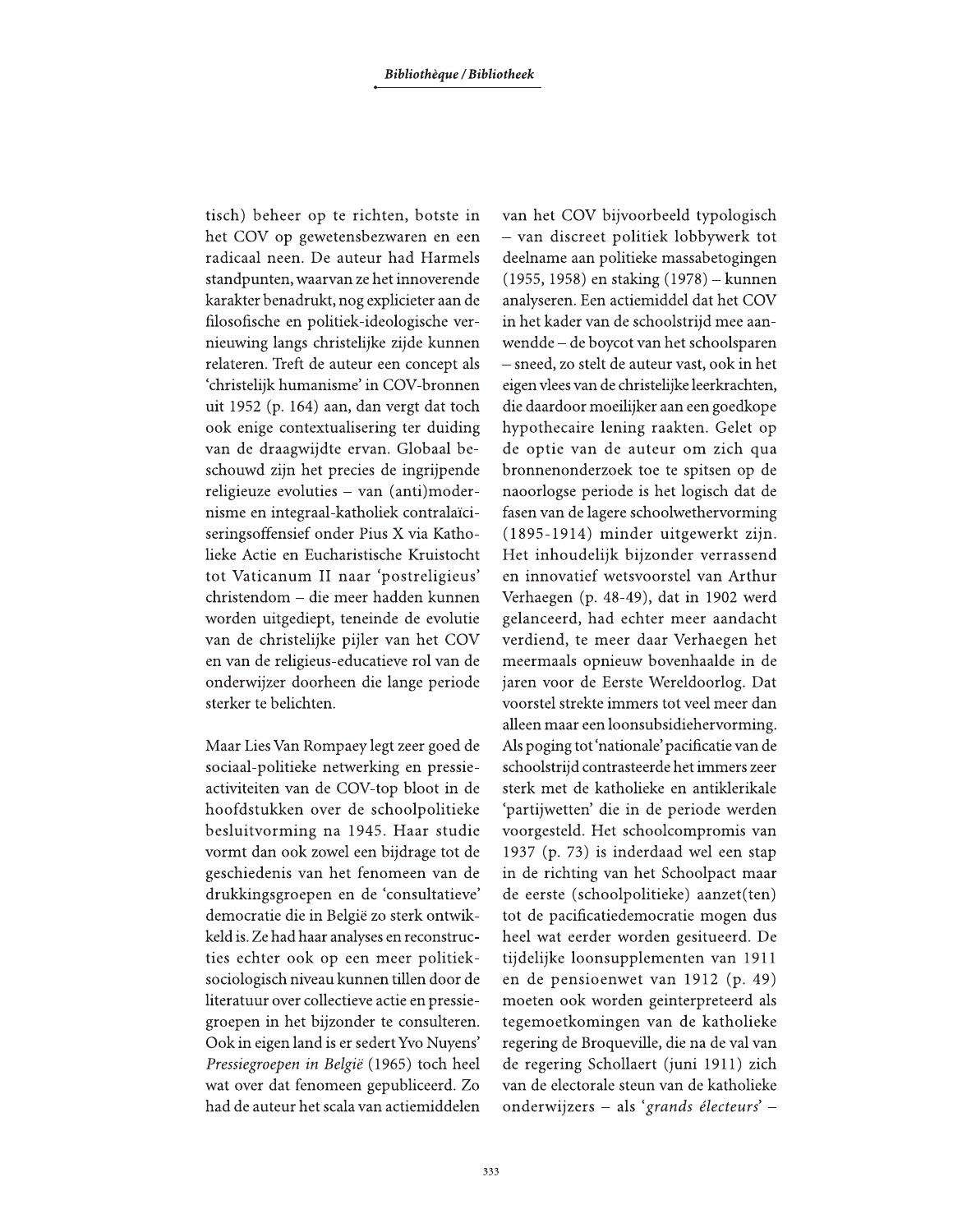tisch) beheer op te richten, botste in het COV op gewetensbezwaren en een radicaal neen. De auteur had Harmels standpunten, waarvan ze het innoverende karakter benadrukt, nog explicieter aan de filosofische en politiek-ideologische vernieuwing langs christelijke zijde kunnen relateren. Treft de auteur een concept als 'christelijk humanisme' in COV-bronnen uit 1952 (p. 164) aan, dan vergt dat toch ook enige contextualisering ter duiding van de draagwijdte ervan. Globaal beschouwd zijn het precies de ingrijpende religieuze evoluties – van (anti)modernisme en integraal-katholiek contralaïciseringsoffensief onder Pius X via Katholieke Actie en Eucharistische Kruistocht tot Vaticanum II naar 'postreligieus' christendom – die meer hadden kunnen worden uitgediept, teneinde de evolutie van de christelijke pijler van het COV en van de religieus-educatieve rol van de onderwijzer doorheen die lange periode sterker te belichten.

Maar Lies Van Rompaey legt zeer goed de sociaal-politieke netwerking en pressieactiviteiten van de COV-top bloot in de hoofdstukken over de schoolpolitieke besluitvorming na 1945. Haar studie vormt dan ook zowel een bijdrage tot de geschiedenis van het fenomeen van de drukkingsgroepen en de 'consultatieve' democratie die in België zo sterk ontwikkeld is. Ze had haar analyses en reconstructies echter ook op een meer politiek-sociologisch niveau kunnen tillen door de literatuur over collectieve actie en pressiegroepen in het bijzonder te consulteren. Ook in eigen land is er sedert Yvo Nuyens' *Pressiegroepen in België* (1965) toch heel wat over dat fenomeen gepubliceerd. Zo had de auteur het scala van actiemiddelen van het COV bijvoorbeeld typologisch – van discreet politiek lobbywerk tot deelname aan politieke massabetogingen (1955, 1958) en staking (1978) – kunnen analyseren. Een actiemiddel dat het COV in het kader van de schoolstrijd mee aanwendde – de boycot van het schoolsparen – sneed, zo stelt de auteur vast, ook in het eigen vlees van de christelijke leerkrachten, die daardoor moeilijker aan een goedkope hypothecaire lening raakten. Gelet op de optie van de auteur om zich qua bronnenonderzoek toe te spitsen op de naoorlogse periode is het logisch dat de fasen van de lagere schoolwethervorming (1895-1914) minder uitgewerkt zijn. Het inhoudelijk bijzonder verrassend en innovatief wetsvoorstel van Arthur Verhaegen (p. 48-49), dat in 1902 werd gelanceerd, had echter meer aandacht verdiend, te meer daar Verhaegen het meermaals opnieuw bovenhaalde in de jaren voor de Eerste Wereldoorlog. Dat voorstel strekte immers tot veel meer dan alleen maar een loonsubsidiehervorming. Als poging tot 'nationale' pacificatie van de schoolstrijd contrasteerde het immers zeer sterk met de katholieke en antiklerikale 'partijwetten' die in de periode werden voorgesteld. Het schoolcompromis van 1937 (p. 73) is inderdaad wel een stap in de richting van het Schoolpact maar de eerste (schoolpolitieke) aanzet(ten) tot de pacificatiedemocratie mogen dus heel wat eerder worden gesitueerd. De tijdelijke loonsupplementen van 1911 en de pensioenwet van 1912 (p. 49) moeten ook worden geïnterpreteerd als tegemoetkomingen van de katholieke regering de Broqueville, die na de val van de regering Schollaert (juni 1911) zich van de electorale steun van de katholieke onderwijzers – als '*grands électeurs*' –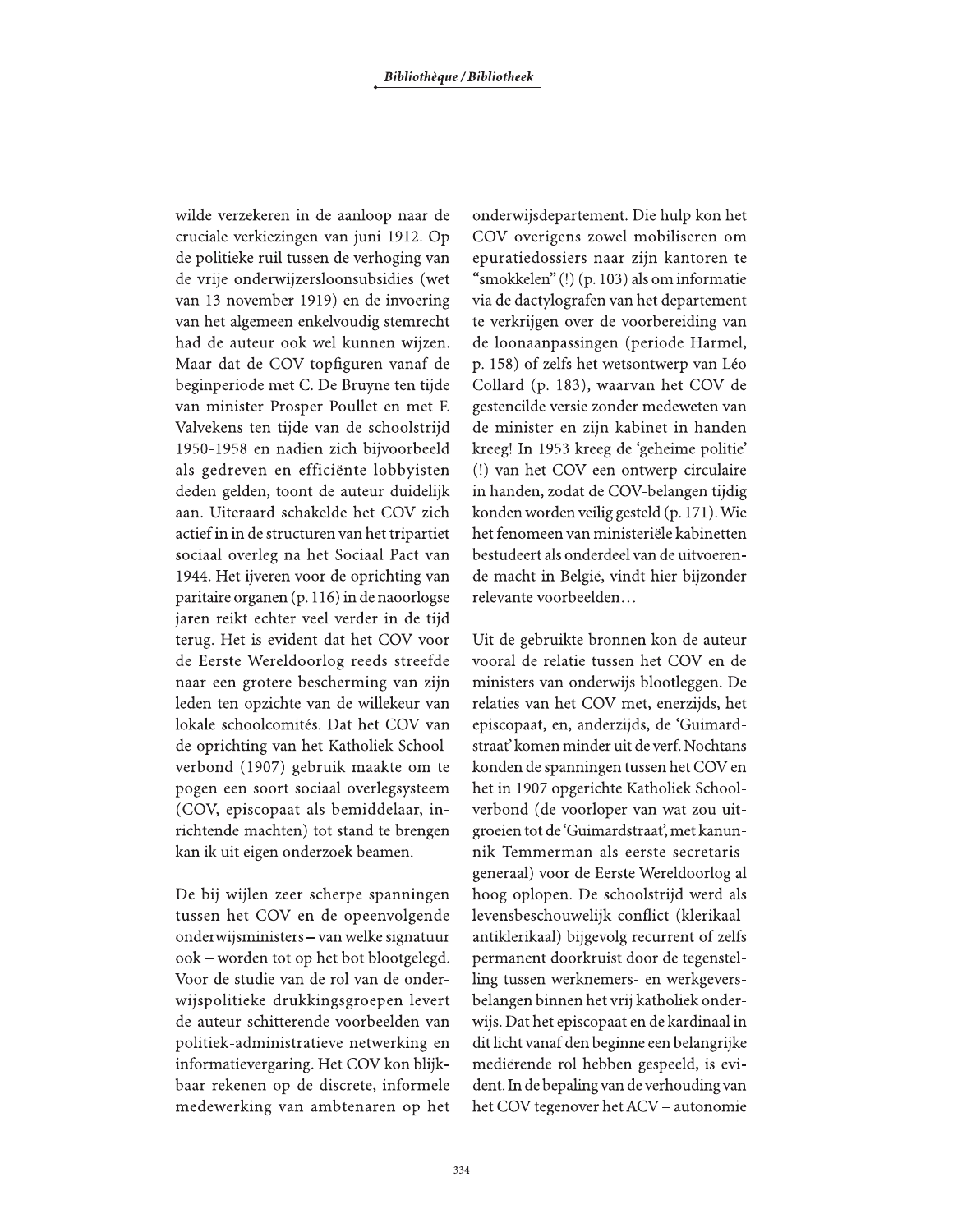wilde verzekeren in de aanloop naar de cruciale verkiezingen van juni 1912. Op de politieke ruil tussen de verhoging van de vrije onderwijzersloonsubsidies (wet van 13 november 1919) en de invoering van het algemeen enkelvoudig stemrecht had de auteur ook wel kunnen wijzen. Maar dat de COV-topfiguren vanaf de beginperiode met C. De Bruyne ten tijde van minister Prosper Poullet en met F. Valvekens ten tijde van de schoolstrijd 1950-1958 en nadien zich bijvoorbeeld als gedreven en efficiënte lobbyisten deden gelden, toont de auteur duidelijk aan. Uiteraard schakelde het COV zich actief in in de structuren van het tripartiet sociaal overleg na het Sociaal Pact van 1944. Het ijveren voor de oprichting van paritaire organen (p. 116) in de naoorlogse jaren reikt echter veel verder in de tijd terug. Het is evident dat het COV voor de Eerste Wereldoorlog reeds streefde naar een grotere bescherming van zijn leden ten opzichte van de willekeur van lokale schoolcomités. Dat het COV van de oprichting van het Katholiek Schoolverbond (1907) gebruik maakte om te pogen een soort sociaal overlegsysteem (COV, episcopaat als bemiddelaar, inrichtende machten) tot stand te brengen kan ik uit eigen onderzoek beamen.

De bij wijlen zeer scherpe spanningen tussen het COV en de opeenvolgende onderwijsministers – van welke signatuur ook – worden tot op het bot blootgelegd. Voor de studie van de rol van de onderwijspolitieke drukkingsgroepen levert de auteur schitterende voorbeelden van politiek-administratieve netwerking en informatievergaring. Het COV kon blijkbaar rekenen op de discrete, informele medewerking van ambtenaren op het onderwijsdepartement. Die hulp kon het COV overigens zowel mobiliseren om epuratiedossiers naar zijn kantoren te "smokkelen" (!) (p. 103) als om informatie via de dactylografen van het departement te verkrijgen over de voorbereiding van de loonaanpassingen (periode Harmel, p. 158) of zelfs het wetsontwerp van Léo Collard (p. 183), waarvan het COV de gestencilde versie zonder medeweten van de minister en zijn kabinet in handen kreeg! In 1953 kreeg de 'geheime politie' (!) van het COV een ontwerp-circulaire in handen, zodat de COV-belangen tijdig konden worden veilig gesteld (p. 171). Wie het fenomeen van ministeriële kabinetten bestudeert als onderdeel van de uitvoerende macht in België, vindt hier bijzonder relevante voorbeelden…

Uit de gebruikte bronnen kon de auteur vooral de relatie tussen het COV en de ministers van onderwijs blootleggen. De relaties van het COV met, enerzijds, het episcopaat, en, anderzijds, de 'Guimardstraat' komen minder uit de verf. Nochtans konden de spanningen tussen het COV en het in 1907 opgerichte Katholiek Schoolverbond (de voorloper van wat zou uitgroeien tot de 'Guimardstraat', met kanunnik Temmerman als eerste secretaris-generaal) voor de Eerste Wereldoorlog al hoog oplopen. De schoolstrijd werd als levensbeschouwelijk conflict (klerikaal-antiklerikaal) bijgevolg recurrent of zelfs permanent doorkruist door de tegenstelling tussen werknemers- en werkgeversbelangen binnen het vrij katholiek onderwijs. Dat het episcopaat en de kardinaal in dit licht vanaf den beginne een belangrijke mediërende rol hebben gespeeld, is evident. In de bepaling van de verhouding van het COV tegenover het ACV – autonomie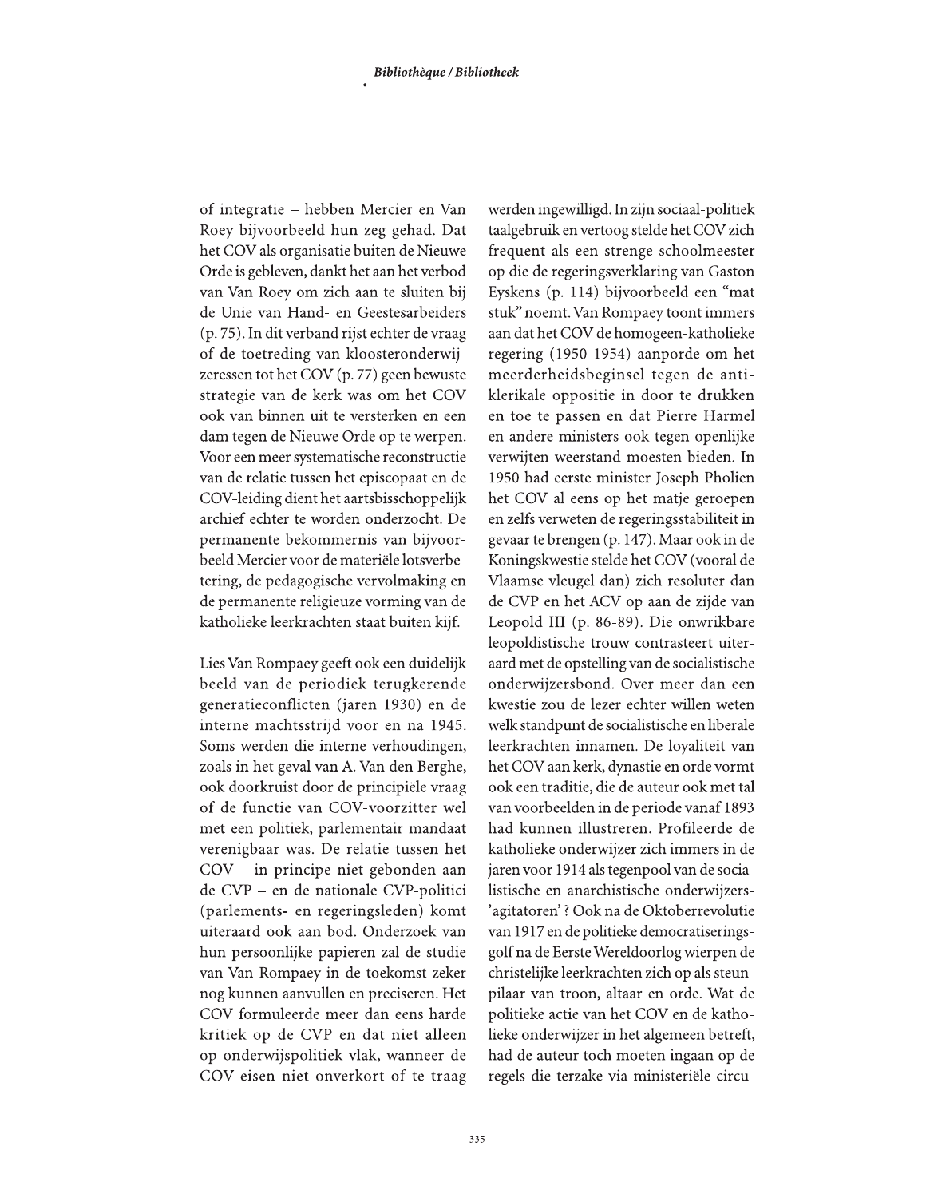of integratie – hebben Mercier en Van Roey bijvoorbeeld hun zeg gehad. Dat het COV als organisatie buiten de Nieuwe Orde is gebleven, dankt het aan het verbod van Van Roey om zich aan te sluiten bij de Unie van Hand- en Geestesarbeiders (p. 75). In dit verband rijst echter de vraag of de toetreding van kloosteronderwijzeressen tot het COV (p. 77) geen bewuste strategie van de kerk was om het COV ook van binnen uit te versterken en een dam tegen de Nieuwe Orde op te werpen. Voor een meer systematische reconstructie van de relatie tussen het episcopaat en de COV-leiding dient het aartsbisschoppelijk archief echter te worden onderzocht. De permanente bekommernis van bijvoorbeeld Mercier voor de materiële lotsverbetering, de pedagogische vervolmaking en de permanente religieuze vorming van de katholieke leerkrachten staat buiten kijf.

Lies Van Rompaey geeft ook een duidelijk beeld van de periodiek terugkerende generatieconflicten (jaren 1930) en de interne machtsstrijd voor en na 1945. Soms werden die interne verhoudingen, zoals in het geval van A. Van den Berghe, ook doorkruist door de principiële vraag of de functie van COV-voorzitter wel met een politiek, parlementair mandaat verenigbaar was. De relatie tussen het COV – in principe niet gebonden aan de CVP – en de nationale CVP-politici (parlements- en regeringsleden) komt uiteraard ook aan bod. Onderzoek van hun persoonlijke papieren zal de studie van Van Rompaey in de toekomst zeker nog kunnen aanvullen en preciseren. Het COV formuleerde meer dan eens harde kritiek op de CVP en dat niet alleen op onderwijspolitiek vlak, wanneer de COV-eisen niet onverkort of te traag werden ingewilligd. In zijn sociaal-politiek taalgebruik en vertoog stelde het COV zich frequent als een strenge schoolmeester op die de regeringsverklaring van Gaston Eyskens (p. 114) bijvoorbeeld een "mat stuk" noemt. Van Rompaey toont immers aan dat het COV de homogeen-katholieke regering (1950-1954) aanporde om het meerderheidsbeginsel tegen de antiklerikale oppositie in door te drukken en toe te passen en dat Pierre Harmel en andere ministers ook tegen openlijke verwijten weerstand moesten bieden. In 1950 had eerste minister Joseph Pholien het COV al eens op het matje geroepen en zelfs verweten de regeringsstabiliteit in gevaar te brengen (p. 147). Maar ook in de Koningskwestie stelde het COV (vooral de Vlaamse vleugel dan) zich resoluter dan de CVP en het ACV op aan de zijde van Leopold III (p. 86-89). Die onwrikbare leopoldistische trouw contrasteert uiteraard met de opstelling van de socialistische onderwijzersbond. Over meer dan een kwestie zou de lezer echter willen weten welk standpunt de socialistische en liberale leerkrachten innamen. De loyaliteit van het COV aan kerk, dynastie en orde vormt ook een traditie, die de auteur ook met tal van voorbeelden in de periode vanaf 1893 had kunnen illustreren. Profileerde de katholieke onderwijzer zich immers in de jaren voor 1914 als tegenpool van de socialistische en anarchistische onderwijzers-'agitatoren'? Ook na de Oktoberrevolutie van 1917 en de politieke democratiseringsgolf na de Eerste Wereldoorlog wierpen de christelijke leerkrachten zich op als steunpilaar van troon, altaar en orde. Wat de politieke actie van het COV en de katholieke onderwijzer in het algemeen betreft, had de auteur toch moeten ingaan op de regels die terzake via ministeriële circu-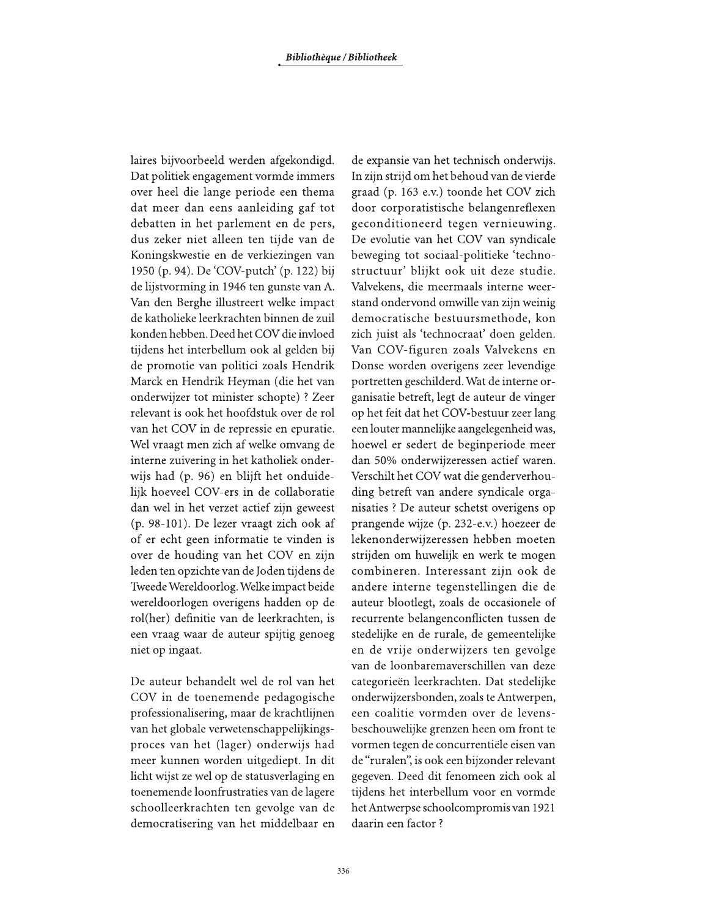laires bijvoorbeeld werden afgekondigd. Dat politiek engagement vormde immers over heel die lange periode een thema dat meer dan eens aanleiding gaf tot debatten in het parlement en de pers, dus zeker niet alleen ten tijde van de Koningskwestie en de verkiezingen van 1950 (p. 94). De 'COV-putch' (p. 122) bij de lijstvorming in 1946 ten gunste van A. Van den Berghe illustreert welke impact de katholieke leerkrachten binnen de zuil konden hebben. Deed het COV die invloed tijdens het interbellum ook al gelden bij de promotie van politici zoals Hendrik Marck en Hendrik Heyman (die het van onderwijzer tot minister schopte) ? Zeer relevant is ook het hoofdstuk over de rol van het COV in de repressie en epuratie. Wel vraagt men zich af welke omvang de interne zuivering in het katholiek onderwijs had (p. 96) en blijft het onduidelijk hoeveel COV-ers in de collaboratie dan wel in het verzet actief zijn geweest (p. 98-101). De lezer vraagt zich ook af of er echt geen informatie te vinden is over de houding van het COV en zijn leden ten opzichte van de Joden tijdens de Tweede Wereldoorlog. Welke impact beide wereldoorlogen overigens hadden op de rol(her) definitie van de leerkrachten, is een vraag waar de auteur spijtig genoeg niet op ingaat.

De auteur behandelt wel de rol van het COV in de toenemende pedagogische professionalisering, maar de krachtlijnen van het globale verwetenschappelijkingsproces van het (lager) onderwijs had meer kunnen worden uitgediept. In dit licht wijst ze wel op de statusverlaging en toenemende loonfrustraties van de lagere schoolleerkrachten ten gevolge van de democratisering van het middelbaar en de expansie van het technisch onderwijs. In zijn strijd om het behoud van de vierde graad (p. 163 e.v.) toonde het COV zich door corporatistische belangenreflexen geconditioneerd tegen vernieuwing. De evolutie van het COV van syndicale beweging tot sociaal-politieke 'technostructuur' blijkt ook uit deze studie. Valvekens, die meermaals interne weerstand ondervond omwille van zijn weinig democratische bestuursmethode, kon zich juist als 'technocraat' doen gelden. Van COV-figuren zoals Valvekens en Donse worden overigens zeer levendige portretten geschilderd. Wat de interne organisatie betreft, legt de auteur de vinger op het feit dat het COV-bestuur zeer lang een louter mannelijke aangelegenheid was, hoewel er sedert de beginperiode meer dan 50% onderwijzeressen actief waren. Verschilt het COV wat die genderverhouding betreft van andere syndicale organisaties ? De auteur schetst overigens op prangende wijze (p. 232-e.v.) hoezeer de lekenonderwijzeressen hebben moeten strijden om huwelijk en werk te mogen combineren. Interessant zijn ook de andere interne tegenstellingen die de auteur blootlegt, zoals de occasionele of recurrente belangenconflicten tussen de stedelijke en de rurale, de gemeentelijke en de vrije onderwijzers ten gevolge van de loonbaremaverschillen van deze categorieën leerkrachten. Dat stedelijke onderwijzersbonden, zoals te Antwerpen, een coalitie vormden over de levensbeschouwelijke grenzen heen om front te vormen tegen de concurrentiële eisen van de "ruralen", is ook een bijzonder relevant gegeven. Deed dit fenomeen zich ook al tijdens het interbellum voor en vormde het Antwerpse schoolcompromis van 1921 daarin een factor ?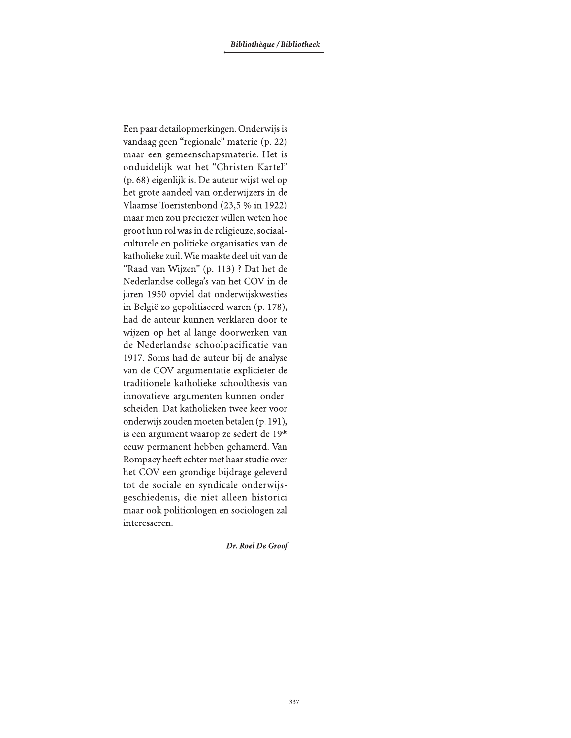Een paar detailopmerkingen. Onderwijs is vandaag geen "regionale" materie (p. 22) maar een gemeenschapsmaterie. Het is onduidelijk wat het "Christen Kartel" (p. 68) eigenlijk is. De auteur wijst wel op het grote aandeel van onderwijzers in de Vlaamse Toeristenbond (23,5 % in 1922) maar men zou preciezer willen weten hoe groot hun rol was in de religieuze, sociaal-culturele en politieke organisaties van de katholieke zuil. Wie maakte deel uit van de "Raad van Wijzen" (p. 113) ? Dat het de Nederlandse collega's van het COV in de jaren 1950 opviel dat onderwijskwesties in België zo gepolitiseerd waren (p. 178), had de auteur kunnen verklaren door te wijzen op het al lange doorwerken van de Nederlandse schoolpacificatie van 1917. Soms had de auteur bij de analyse van de COV-argumentatie explicieter de traditionele katholieke schoolthesis van innovatieve argumenten kunnen onderscheiden. Dat katholieken twee keer voor onderwijs zouden moeten betalen (p. 191), is een argument waarop ze sedert de 19de eeuw permanent hebben gehamerd. Van Rompaey heeft echter met haar studie over het COV een grondige bijdrage geleverd tot de sociale en syndicale onderwijsgeschiedenis, die niet alleen historici maar ook politicologen en sociologen zal interesseren.

***Dr. Roel De Groof***